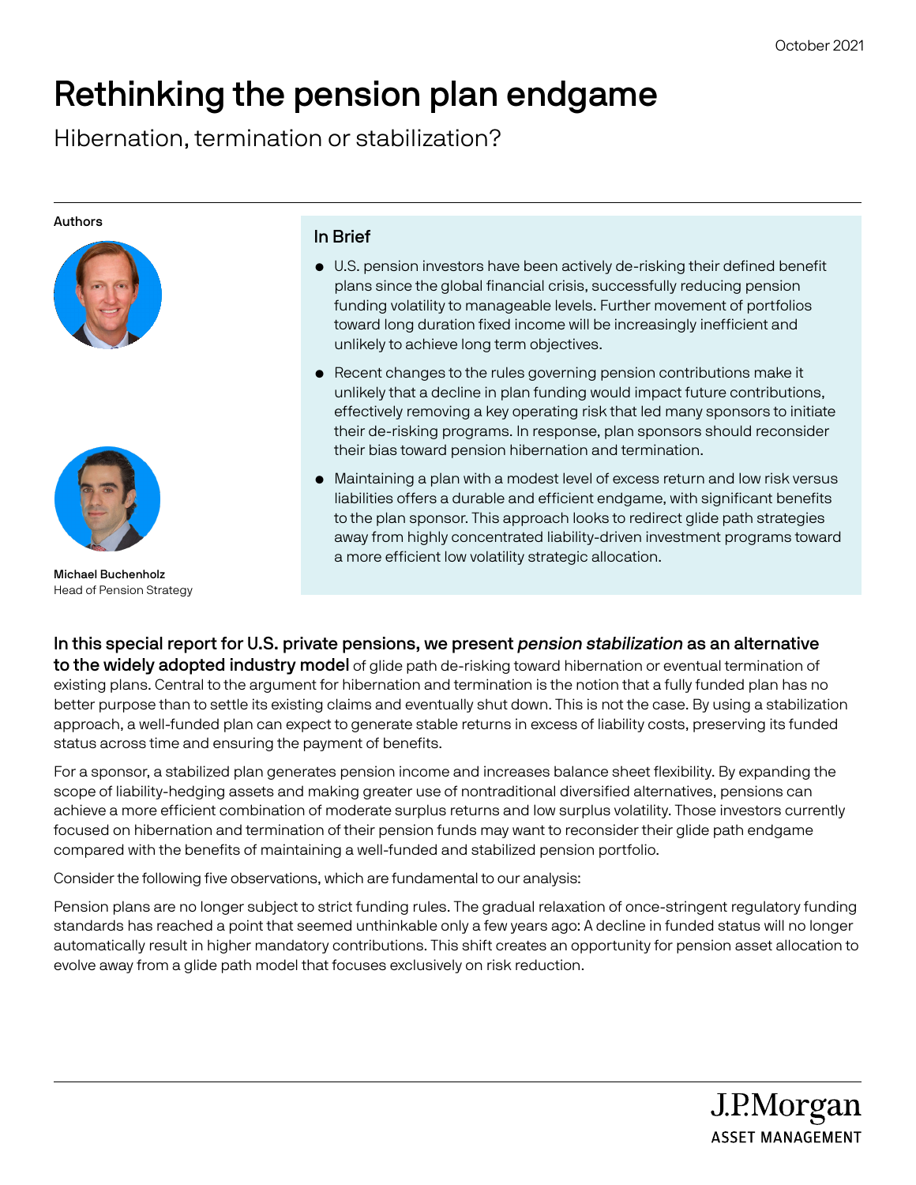October 2021

# Rethinking the pension plan endgame

## Hibernation, termination or stabilization?

**Authors**

**Michael Buchenholz**
Head of Pension Strategy

### In Brief

- U.S. pension investors have been actively de-risking their defined benefit plans since the global financial crisis, successfully reducing pension funding volatility to manageable levels. Further movement of portfolios toward long duration fixed income will be increasingly inefficient and unlikely to achieve long term objectives.
- Recent changes to the rules governing pension contributions make it unlikely that a decline in plan funding would impact future contributions, effectively removing a key operating risk that led many sponsors to initiate their de-risking programs. In response, plan sponsors should reconsider their bias toward pension hibernation and termination.
- Maintaining a plan with a modest level of excess return and low risk versus liabilities offers a durable and efficient endgame, with significant benefits to the plan sponsor. This approach looks to redirect glide path strategies away from highly concentrated liability-driven investment programs toward a more efficient low volatility strategic allocation.

**In this special report for U.S. private pensions, we present *pension stabilization* as an alternative to the widely adopted industry model** of glide path de-risking toward hibernation or eventual termination of existing plans. Central to the argument for hibernation and termination is the notion that a fully funded plan has no better purpose than to settle its existing claims and eventually shut down. This is not the case. By using a stabilization approach, a well-funded plan can expect to generate stable returns in excess of liability costs, preserving its funded status across time and ensuring the payment of benefits.

For a sponsor, a stabilized plan generates pension income and increases balance sheet flexibility. By expanding the scope of liability-hedging assets and making greater use of nontraditional diversified alternatives, pensions can achieve a more efficient combination of moderate surplus returns and low surplus volatility. Those investors currently focused on hibernation and termination of their pension funds may want to reconsider their glide path endgame compared with the benefits of maintaining a well-funded and stabilized pension portfolio.

Consider the following five observations, which are fundamental to our analysis:

Pension plans are no longer subject to strict funding rules. The gradual relaxation of once-stringent regulatory funding standards has reached a point that seemed unthinkable only a few years ago: A decline in funded status will no longer automatically result in higher mandatory contributions. This shift creates an opportunity for pension asset allocation to evolve away from a glide path model that focuses exclusively on risk reduction.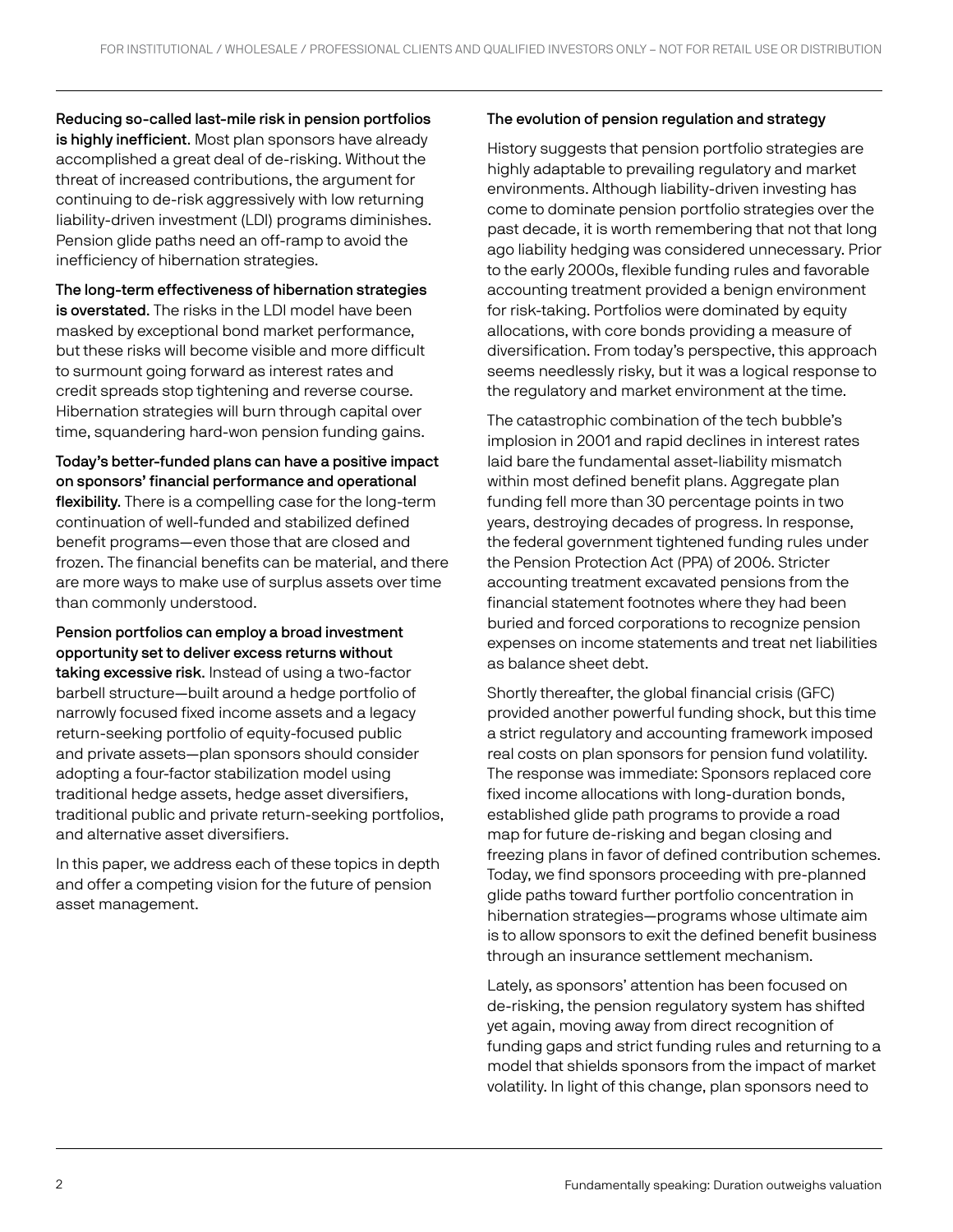**Reducing so-called last-mile risk in pension portfolios is highly inefficient.** Most plan sponsors have already accomplished a great deal of de-risking. Without the threat of increased contributions, the argument for continuing to de-risk aggressively with low returning liability-driven investment (LDI) programs diminishes. Pension glide paths need an off-ramp to avoid the inefficiency of hibernation strategies.

**The long-term effectiveness of hibernation strategies is overstated.** The risks in the LDI model have been masked by exceptional bond market performance, but these risks will become visible and more difficult to surmount going forward as interest rates and credit spreads stop tightening and reverse course. Hibernation strategies will burn through capital over time, squandering hard-won pension funding gains.

**Today's better-funded plans can have a positive impact on sponsors' financial performance and operational flexibility.** There is a compelling case for the long-term continuation of well-funded and stabilized defined benefit programs—even those that are closed and frozen. The financial benefits can be material, and there are more ways to make use of surplus assets over time than commonly understood.

**Pension portfolios can employ a broad investment opportunity set to deliver excess returns without taking excessive risk.** Instead of using a two-factor barbell structure—built around a hedge portfolio of narrowly focused fixed income assets and a legacy return-seeking portfolio of equity-focused public and private assets—plan sponsors should consider adopting a four-factor stabilization model using traditional hedge assets, hedge asset diversifiers, traditional public and private return-seeking portfolios, and alternative asset diversifiers.

In this paper, we address each of these topics in depth and offer a competing vision for the future of pension asset management.

### The evolution of pension regulation and strategy

History suggests that pension portfolio strategies are highly adaptable to prevailing regulatory and market environments. Although liability-driven investing has come to dominate pension portfolio strategies over the past decade, it is worth remembering that not that long ago liability hedging was considered unnecessary. Prior to the early 2000s, flexible funding rules and favorable accounting treatment provided a benign environment for risk-taking. Portfolios were dominated by equity allocations, with core bonds providing a measure of diversification. From today's perspective, this approach seems needlessly risky, but it was a logical response to the regulatory and market environment at the time.

The catastrophic combination of the tech bubble's implosion in 2001 and rapid declines in interest rates laid bare the fundamental asset-liability mismatch within most defined benefit plans. Aggregate plan funding fell more than 30 percentage points in two years, destroying decades of progress. In response, the federal government tightened funding rules under the Pension Protection Act (PPA) of 2006. Stricter accounting treatment excavated pensions from the financial statement footnotes where they had been buried and forced corporations to recognize pension expenses on income statements and treat net liabilities as balance sheet debt.

Shortly thereafter, the global financial crisis (GFC) provided another powerful funding shock, but this time a strict regulatory and accounting framework imposed real costs on plan sponsors for pension fund volatility. The response was immediate: Sponsors replaced core fixed income allocations with long-duration bonds, established glide path programs to provide a road map for future de-risking and began closing and freezing plans in favor of defined contribution schemes. Today, we find sponsors proceeding with pre-planned glide paths toward further portfolio concentration in hibernation strategies—programs whose ultimate aim is to allow sponsors to exit the defined benefit business through an insurance settlement mechanism.

Lately, as sponsors' attention has been focused on de-risking, the pension regulatory system has shifted yet again, moving away from direct recognition of funding gaps and strict funding rules and returning to a model that shields sponsors from the impact of market volatility. In light of this change, plan sponsors need to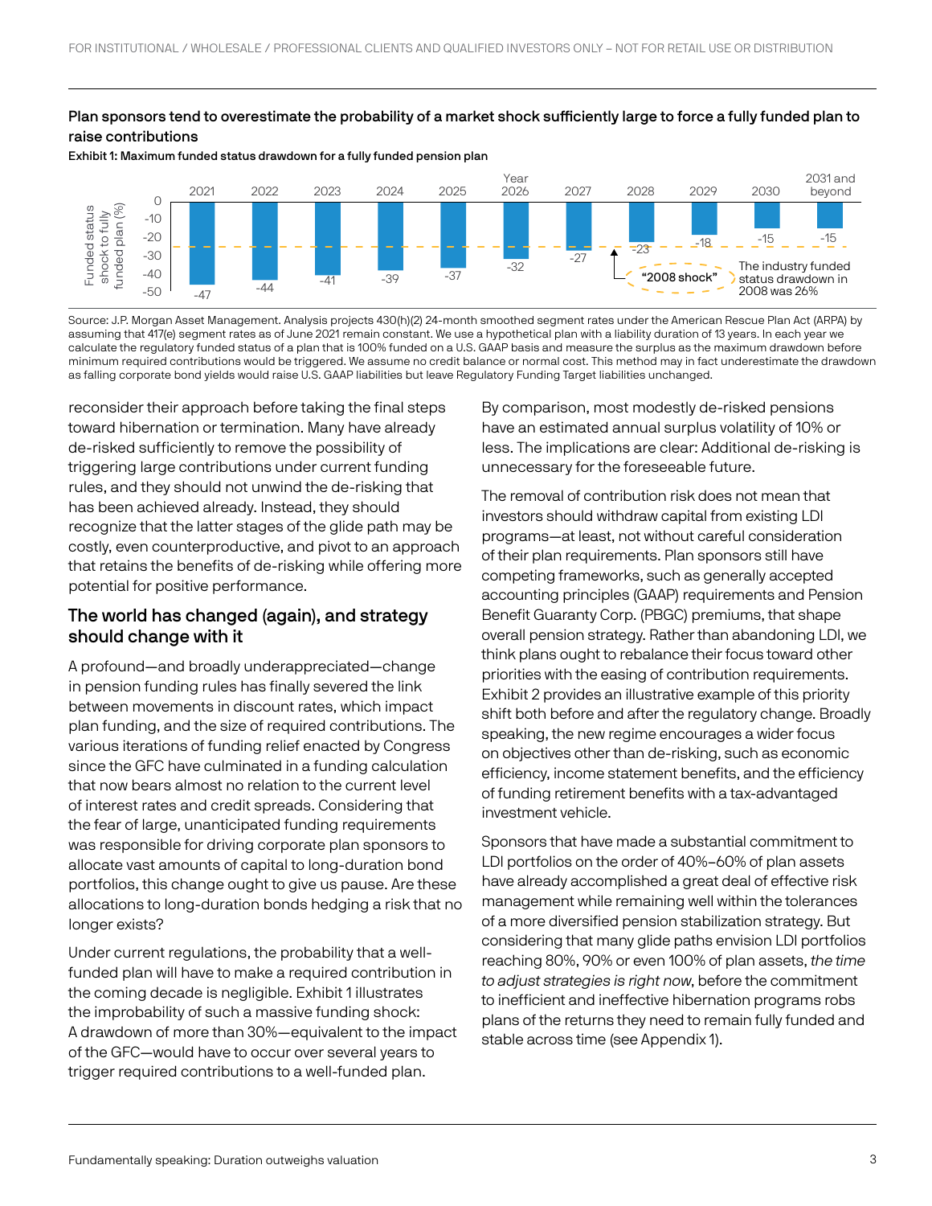**Plan sponsors tend to overestimate the probability of a market shock sufficiently large to force a fully funded plan to raise contributions**

**Exhibit 1: Maximum funded status drawdown for a fully funded pension plan**

| Year | Funded status shock to fully funded plan (%) |
|---|---|
| 2021 | -47 |
| 2022 | -44 |
| 2023 | -41 |
| 2024 | -39 |
| 2025 | -37 |
| 2026 | -32 |
| 2027 | -27 |
| 2028 | -23 |
| 2029 | -18 |
| 2030 | -15 |
| 2031 and beyond | -15 |

"2008 shock" — The industry funded status drawdown in 2008 was 26%

Source: J.P. Morgan Asset Management. Analysis projects 430(h)(2) 24-month smoothed segment rates under the American Rescue Plan Act (ARPA) by assuming that 417(e) segment rates as of June 2021 remain constant. We use a hypothetical plan with a liability duration of 13 years. In each year we calculate the regulatory funded status of a plan that is 100% funded on a U.S. GAAP basis and measure the surplus as the maximum drawdown before minimum required contributions would be triggered. We assume no credit balance or normal cost. This method may in fact underestimate the drawdown as falling corporate bond yields would raise U.S. GAAP liabilities but leave Regulatory Funding Target liabilities unchanged.

reconsider their approach before taking the final steps toward hibernation or termination. Many have already de-risked sufficiently to remove the possibility of triggering large contributions under current funding rules, and they should not unwind the de-risking that has been achieved already. Instead, they should recognize that the latter stages of the glide path may be costly, even counterproductive, and pivot to an approach that retains the benefits of de-risking while offering more potential for positive performance.

## The world has changed (again), and strategy should change with it

A profound—and broadly underappreciated—change in pension funding rules has finally severed the link between movements in discount rates, which impact plan funding, and the size of required contributions. The various iterations of funding relief enacted by Congress since the GFC have culminated in a funding calculation that now bears almost no relation to the current level of interest rates and credit spreads. Considering that the fear of large, unanticipated funding requirements was responsible for driving corporate plan sponsors to allocate vast amounts of capital to long-duration bond portfolios, this change ought to give us pause. Are these allocations to long-duration bonds hedging a risk that no longer exists?

Under current regulations, the probability that a well-funded plan will have to make a required contribution in the coming decade is negligible. Exhibit 1 illustrates the improbability of such a massive funding shock: A drawdown of more than 30%—equivalent to the impact of the GFC—would have to occur over several years to trigger required contributions to a well-funded plan.

By comparison, most modestly de-risked pensions have an estimated annual surplus volatility of 10% or less. The implications are clear: Additional de-risking is unnecessary for the foreseeable future.

The removal of contribution risk does not mean that investors should withdraw capital from existing LDI programs—at least, not without careful consideration of their plan requirements. Plan sponsors still have competing frameworks, such as generally accepted accounting principles (GAAP) requirements and Pension Benefit Guaranty Corp. (PBGC) premiums, that shape overall pension strategy. Rather than abandoning LDI, we think plans ought to rebalance their focus toward other priorities with the easing of contribution requirements. Exhibit 2 provides an illustrative example of this priority shift both before and after the regulatory change. Broadly speaking, the new regime encourages a wider focus on objectives other than de-risking, such as economic efficiency, income statement benefits, and the efficiency of funding retirement benefits with a tax-advantaged investment vehicle.

Sponsors that have made a substantial commitment to LDI portfolios on the order of 40%–60% of plan assets have already accomplished a great deal of effective risk management while remaining well within the tolerances of a more diversified pension stabilization strategy. But considering that many glide paths envision LDI portfolios reaching 80%, 90% or even 100% of plan assets, *the time to adjust strategies is right now*, before the commitment to inefficient and ineffective hibernation programs robs plans of the returns they need to remain fully funded and stable across time (see Appendix 1).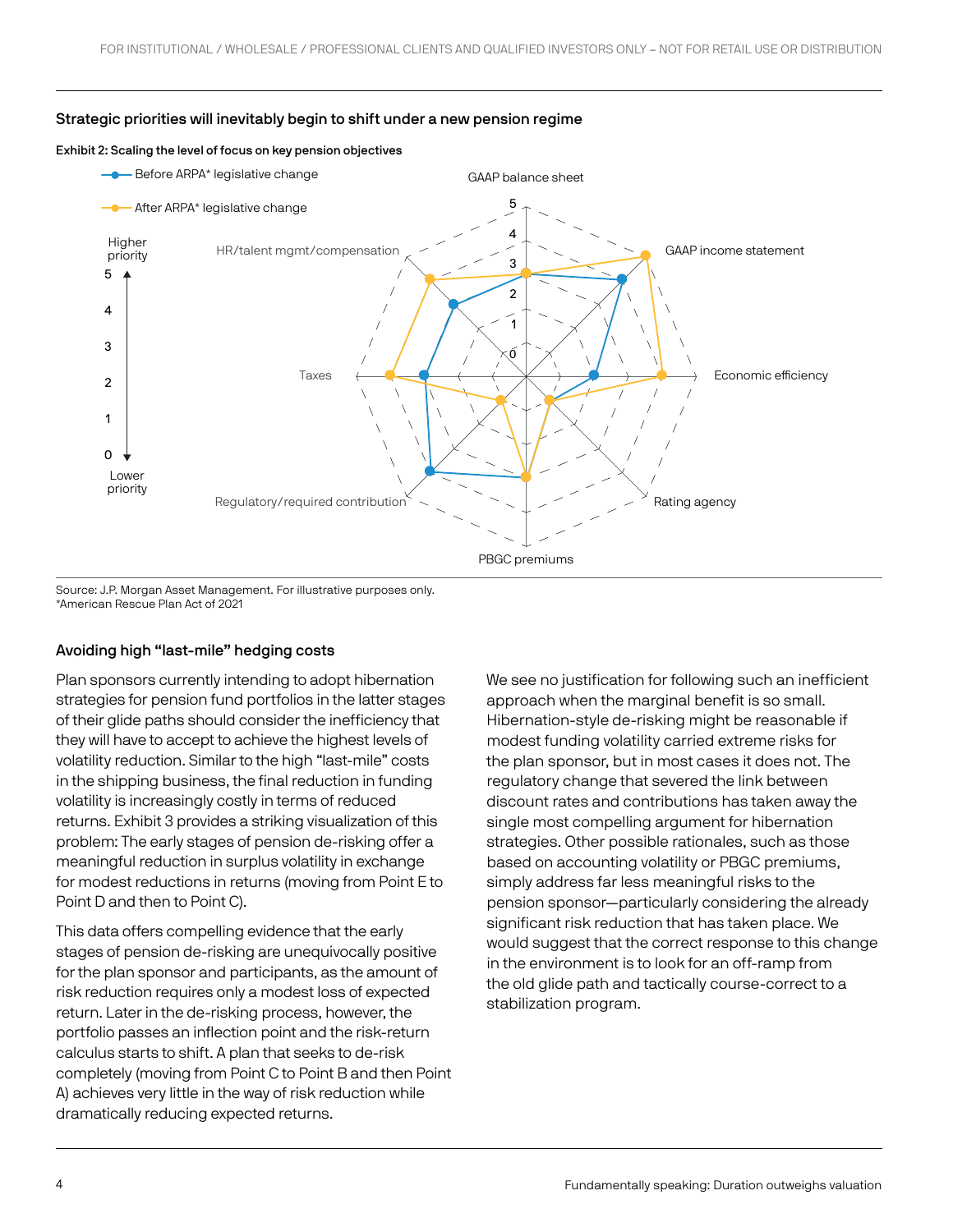**Strategic priorities will inevitably begin to shift under a new pension regime**

**Exhibit 2: Scaling the level of focus on key pension objectives**

Source: J.P. Morgan Asset Management. For illustrative purposes only.
*American Rescue Plan Act of 2021

### Avoiding high "last-mile" hedging costs

Plan sponsors currently intending to adopt hibernation strategies for pension fund portfolios in the latter stages of their glide paths should consider the inefficiency that they will have to accept to achieve the highest levels of volatility reduction. Similar to the high "last-mile" costs in the shipping business, the final reduction in funding volatility is increasingly costly in terms of reduced returns. Exhibit 3 provides a striking visualization of this problem: The early stages of pension de-risking offer a meaningful reduction in surplus volatility in exchange for modest reductions in returns (moving from Point E to Point D and then to Point C).

This data offers compelling evidence that the early stages of pension de-risking are unequivocally positive for the plan sponsor and participants, as the amount of risk reduction requires only a modest loss of expected return. Later in the de-risking process, however, the portfolio passes an inflection point and the risk-return calculus starts to shift. A plan that seeks to de-risk completely (moving from Point C to Point B and then Point A) achieves very little in the way of risk reduction while dramatically reducing expected returns.

We see no justification for following such an inefficient approach when the marginal benefit is so small. Hibernation-style de-risking might be reasonable if modest funding volatility carried extreme risks for the plan sponsor, but in most cases it does not. The regulatory change that severed the link between discount rates and contributions has taken away the single most compelling argument for hibernation strategies. Other possible rationales, such as those based on accounting volatility or PBGC premiums, simply address far less meaningful risks to the pension sponsor—particularly considering the already significant risk reduction that has taken place. We would suggest that the correct response to this change in the environment is to look for an off-ramp from the old glide path and tactically course-correct to a stabilization program.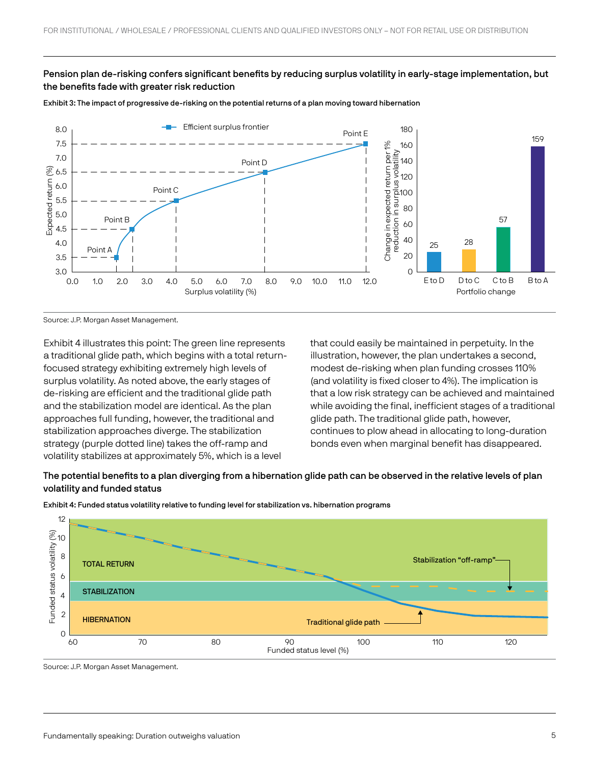**Pension plan de-risking confers significant benefits by reducing surplus volatility in early-stage implementation, but the benefits fade with greater risk reduction**

**Exhibit 3: The impact of progressive de-risking on the potential returns of a plan moving toward hibernation**

Source: J.P. Morgan Asset Management.

Exhibit 4 illustrates this point: The green line represents a traditional glide path, which begins with a total return-focused strategy exhibiting extremely high levels of surplus volatility. As noted above, the early stages of de-risking are efficient and the traditional glide path and the stabilization model are identical. As the plan approaches full funding, however, the traditional and stabilization approaches diverge. The stabilization strategy (purple dotted line) takes the off-ramp and volatility stabilizes at approximately 5%, which is a level that could easily be maintained in perpetuity. In the illustration, however, the plan undertakes a second, modest de-risking when plan funding crosses 110% (and volatility is fixed closer to 4%). The implication is that a low risk strategy can be achieved and maintained while avoiding the final, inefficient stages of a traditional glide path. The traditional glide path, however, continues to plow ahead in allocating to long-duration bonds even when marginal benefit has disappeared.

**The potential benefits to a plan diverging from a hibernation glide path can be observed in the relative levels of plan volatility and funded status**

**Exhibit 4: Funded status volatility relative to funding level for stabilization vs. hibernation programs**

Source: J.P. Morgan Asset Management.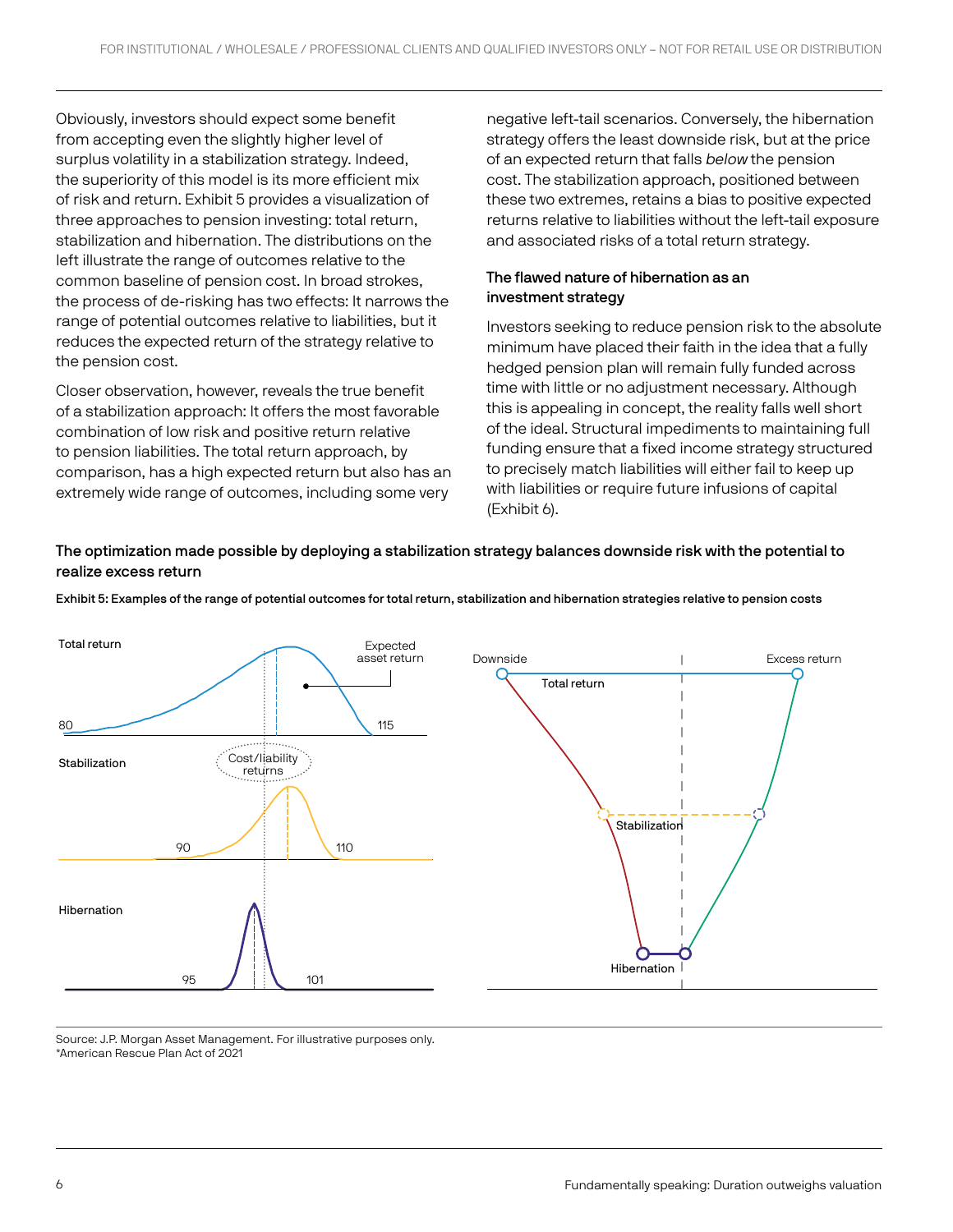Obviously, investors should expect some benefit from accepting even the slightly higher level of surplus volatility in a stabilization strategy. Indeed, the superiority of this model is its more efficient mix of risk and return. Exhibit 5 provides a visualization of three approaches to pension investing: total return, stabilization and hibernation. The distributions on the left illustrate the range of outcomes relative to the common baseline of pension cost. In broad strokes, the process of de-risking has two effects: It narrows the range of potential outcomes relative to liabilities, but it reduces the expected return of the strategy relative to the pension cost.

Closer observation, however, reveals the true benefit of a stabilization approach: It offers the most favorable combination of low risk and positive return relative to pension liabilities. The total return approach, by comparison, has a high expected return but also has an extremely wide range of outcomes, including some very negative left-tail scenarios. Conversely, the hibernation strategy offers the least downside risk, but at the price of an expected return that falls *below* the pension cost. The stabilization approach, positioned between these two extremes, retains a bias to positive expected returns relative to liabilities without the left-tail exposure and associated risks of a total return strategy.

### The flawed nature of hibernation as an investment strategy

Investors seeking to reduce pension risk to the absolute minimum have placed their faith in the idea that a fully hedged pension plan will remain fully funded across time with little or no adjustment necessary. Although this is appealing in concept, the reality falls well short of the ideal. Structural impediments to maintaining full funding ensure that a fixed income strategy structured to precisely match liabilities will either fail to keep up with liabilities or require future infusions of capital (Exhibit 6).

**The optimization made possible by deploying a stabilization strategy balances downside risk with the potential to realize excess return**

**Exhibit 5: Examples of the range of potential outcomes for total return, stabilization and hibernation strategies relative to pension costs**

Total return: 80 – 115 (Expected asset return)

Stabilization: 90 – 110 (Cost/liability returns)

Hibernation: 95 – 101

Downside — Total return — Excess return; Stabilization; Hibernation

Source: J.P. Morgan Asset Management. For illustrative purposes only.
*American Rescue Plan Act of 2021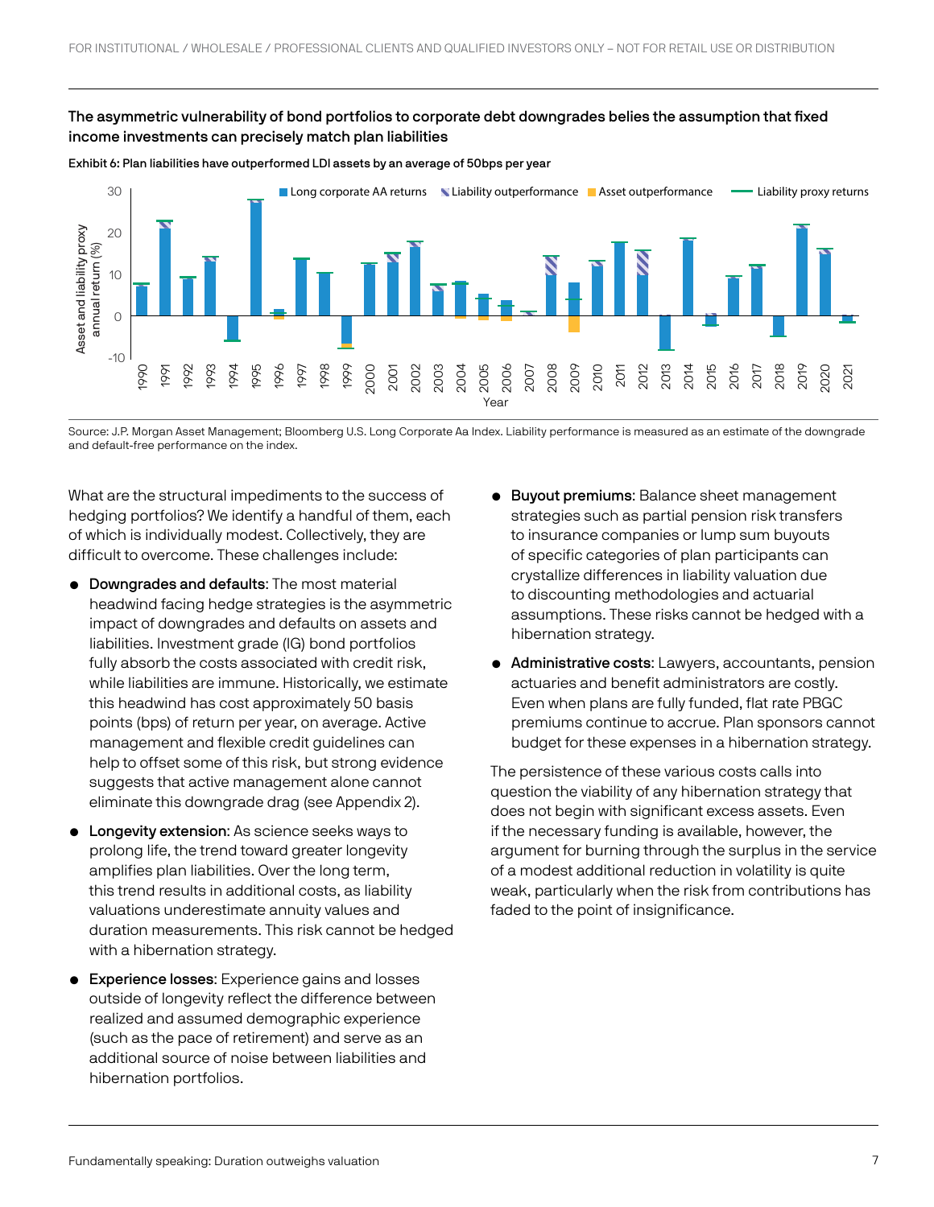**The asymmetric vulnerability of bond portfolios to corporate debt downgrades belies the assumption that fixed income investments can precisely match plan liabilities**

Exhibit 6: Plan liabilities have outperformed LDI assets by an average of 50bps per year

Source: J.P. Morgan Asset Management; Bloomberg U.S. Long Corporate Aa Index. Liability performance is measured as an estimate of the downgrade and default-free performance on the index.

What are the structural impediments to the success of hedging portfolios? We identify a handful of them, each of which is individually modest. Collectively, they are difficult to overcome. These challenges include:

- **Downgrades and defaults**: The most material headwind facing hedge strategies is the asymmetric impact of downgrades and defaults on assets and liabilities. Investment grade (IG) bond portfolios fully absorb the costs associated with credit risk, while liabilities are immune. Historically, we estimate this headwind has cost approximately 50 basis points (bps) of return per year, on average. Active management and flexible credit guidelines can help to offset some of this risk, but strong evidence suggests that active management alone cannot eliminate this downgrade drag (see Appendix 2).
- **Longevity extension**: As science seeks ways to prolong life, the trend toward greater longevity amplifies plan liabilities. Over the long term, this trend results in additional costs, as liability valuations underestimate annuity values and duration measurements. This risk cannot be hedged with a hibernation strategy.
- **Experience losses**: Experience gains and losses outside of longevity reflect the difference between realized and assumed demographic experience (such as the pace of retirement) and serve as an additional source of noise between liabilities and hibernation portfolios.
- **Buyout premiums**: Balance sheet management strategies such as partial pension risk transfers to insurance companies or lump sum buyouts of specific categories of plan participants can crystallize differences in liability valuation due to discounting methodologies and actuarial assumptions. These risks cannot be hedged with a hibernation strategy.
- **Administrative costs**: Lawyers, accountants, pension actuaries and benefit administrators are costly. Even when plans are fully funded, flat rate PBGC premiums continue to accrue. Plan sponsors cannot budget for these expenses in a hibernation strategy.

The persistence of these various costs calls into question the viability of any hibernation strategy that does not begin with significant excess assets. Even if the necessary funding is available, however, the argument for burning through the surplus in the service of a modest additional reduction in volatility is quite weak, particularly when the risk from contributions has faded to the point of insignificance.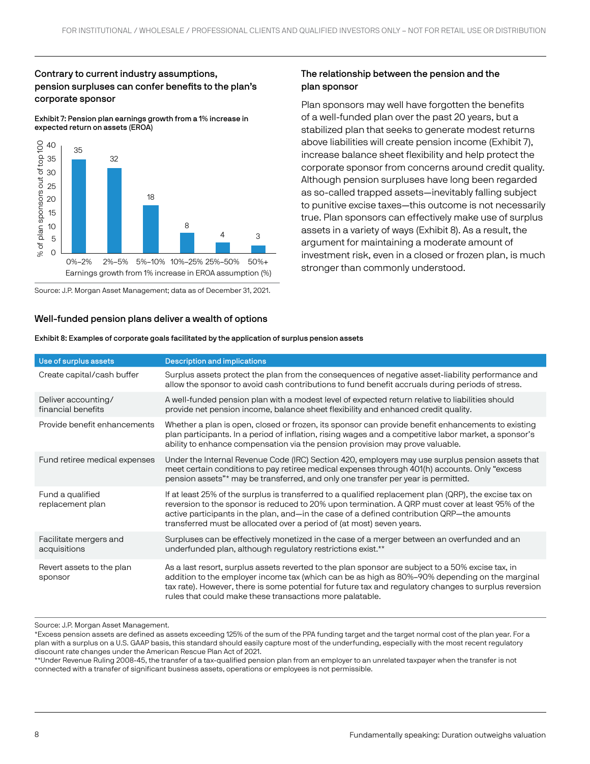## Contrary to current industry assumptions, pension surpluses can confer benefits to the plan's corporate sponsor

**Exhibit 7: Pension plan earnings growth from a 1% increase in expected return on assets (EROA)**

| Earnings growth from 1% increase in EROA assumption (%) | % of plan sponsors out of top 100 |
|---|---|
| 0%–2% | 35 |
| 2%–5% | 32 |
| 5%–10% | 18 |
| 10%–25% | 8 |
| 25%–50% | 4 |
| 50%+ | 3 |

Source: J.P. Morgan Asset Management; data as of December 31, 2021.

## The relationship between the pension and the plan sponsor

Plan sponsors may well have forgotten the benefits of a well-funded plan over the past 20 years, but a stabilized plan that seeks to generate modest returns above liabilities will create pension income (Exhibit 7), increase balance sheet flexibility and help protect the corporate sponsor from concerns around credit quality. Although pension surpluses have long been regarded as so-called trapped assets—inevitably falling subject to punitive excise taxes—this outcome is not necessarily true. Plan sponsors can effectively make use of surplus assets in a variety of ways (Exhibit 8). As a result, the argument for maintaining a moderate amount of investment risk, even in a closed or frozen plan, is much stronger than commonly understood.

## Well-funded pension plans deliver a wealth of options

**Exhibit 8: Examples of corporate goals facilitated by the application of surplus pension assets**

| Use of surplus assets | Description and implications |
|---|---|
| Create capital/cash buffer | Surplus assets protect the plan from the consequences of negative asset-liability performance and allow the sponsor to avoid cash contributions to fund benefit accruals during periods of stress. |
| Deliver accounting/ financial benefits | A well-funded pension plan with a modest level of expected return relative to liabilities should provide net pension income, balance sheet flexibility and enhanced credit quality. |
| Provide benefit enhancements | Whether a plan is open, closed or frozen, its sponsor can provide benefit enhancements to existing plan participants. In a period of inflation, rising wages and a competitive labor market, a sponsor's ability to enhance compensation via the pension provision may prove valuable. |
| Fund retiree medical expenses | Under the Internal Revenue Code (IRC) Section 420, employers may use surplus pension assets that meet certain conditions to pay retiree medical expenses through 401(h) accounts. Only "excess pension assets"* may be transferred, and only one transfer per year is permitted. |
| Fund a qualified replacement plan | If at least 25% of the surplus is transferred to a qualified replacement plan (QRP), the excise tax on reversion to the sponsor is reduced to 20% upon termination. A QRP must cover at least 95% of the active participants in the plan, and—in the case of a defined contribution QRP—the amounts transferred must be allocated over a period of (at most) seven years. |
| Facilitate mergers and acquisitions | Surpluses can be effectively monetized in the case of a merger between an overfunded and an underfunded plan, although regulatory restrictions exist.** |
| Revert assets to the plan sponsor | As a last resort, surplus assets reverted to the plan sponsor are subject to a 50% excise tax, in addition to the employer income tax (which can be as high as 80%–90% depending on the marginal tax rate). However, there is some potential for future tax and regulatory changes to surplus reversion rules that could make these transactions more palatable. |

Source: J.P. Morgan Asset Management.

*Excess pension assets are defined as assets exceeding 125% of the sum of the PPA funding target and the target normal cost of the plan year. For a plan with a surplus on a U.S. GAAP basis, this standard should easily capture most of the underfunding, especially with the most recent regulatory discount rate changes under the American Rescue Plan Act of 2021.

**Under Revenue Ruling 2008-45, the transfer of a tax-qualified pension plan from an employer to an unrelated taxpayer when the transfer is not connected with a transfer of significant business assets, operations or employees is not permissible.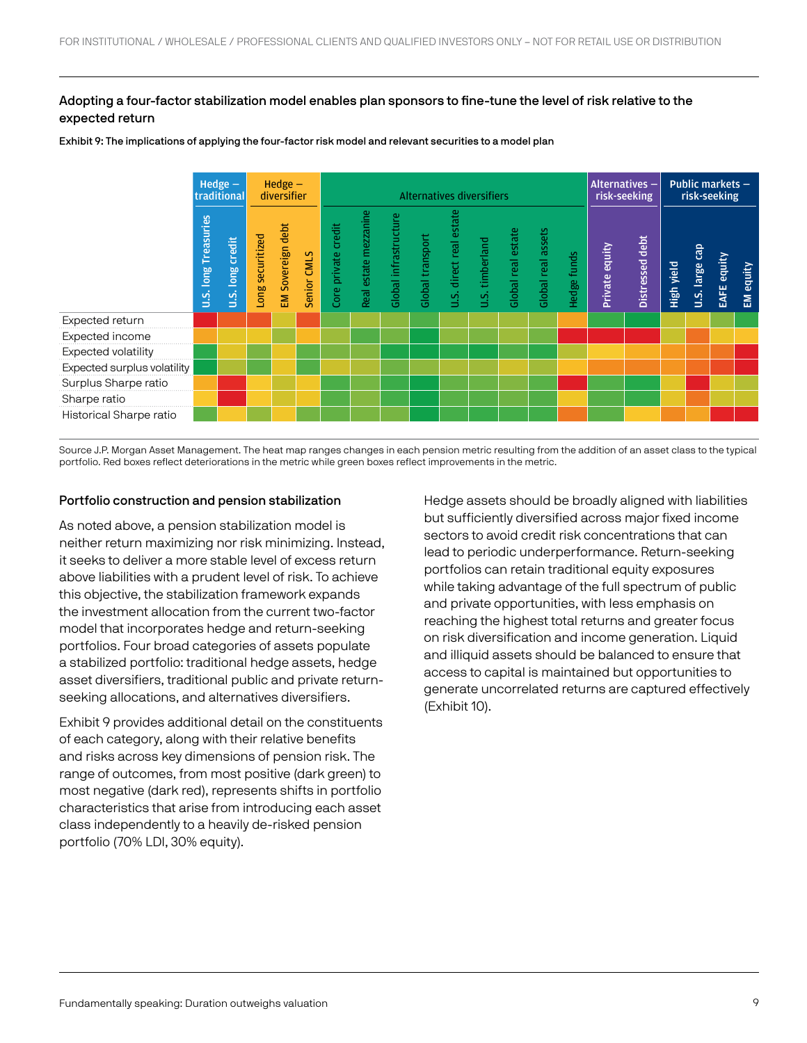FOR INSTITUTIONAL / WHOLESALE / PROFESSIONAL CLIENTS AND QUALIFIED INVESTORS ONLY – NOT FOR RETAIL USE OR DISTRIBUTION

### Adopting a four-factor stabilization model enables plan sponsors to fine-tune the level of risk relative to the expected return

**Exhibit 9: The implications of applying the four-factor risk model and relevant securities to a model plan**

| | Hedge – traditional | | Hedge – diversifier | | | Alternatives diversifiers | | | | | | | | | Alternatives – risk-seeking | | Public markets – risk-seeking | | | |
|---|---|---|---|---|---|---|---|---|---|---|---|---|---|---|---|---|---|---|---|---|
| | U.S. long Treasuries | U.S. long credit | Long securitized | EM Sovereign debt | Senior CMLS | Core private credit | Real estate mezzanine | Global infrastructure | Global transport | U.S. direct real estate | U.S. timberland | Global real estate | Global real assets | Hedge funds | Private equity | Distressed debt | High yield | U.S. large cap | EAFE equity | EM equity |
| Expected return | | | | | | | | | | | | | | | | | | | | |
| Expected income | | | | | | | | | | | | | | | | | | | | |
| Expected volatility | | | | | | | | | | | | | | | | | | | | |
| Expected surplus volatility | | | | | | | | | | | | | | | | | | | | |
| Surplus Sharpe ratio | | | | | | | | | | | | | | | | | | | | |
| Sharpe ratio | | | | | | | | | | | | | | | | | | | | |
| Historical Sharpe ratio | | | | | | | | | | | | | | | | | | | | |

Source J.P. Morgan Asset Management. The heat map ranges changes in each pension metric resulting from the addition of an asset class to the typical portfolio. Red boxes reflect deteriorations in the metric while green boxes reflect improvements in the metric.

#### Portfolio construction and pension stabilization

As noted above, a pension stabilization model is neither return maximizing nor risk minimizing. Instead, it seeks to deliver a more stable level of excess return above liabilities with a prudent level of risk. To achieve this objective, the stabilization framework expands the investment allocation from the current two-factor model that incorporates hedge and return-seeking portfolios. Four broad categories of assets populate a stabilized portfolio: traditional hedge assets, hedge asset diversifiers, traditional public and private return-seeking allocations, and alternatives diversifiers.

Exhibit 9 provides additional detail on the constituents of each category, along with their relative benefits and risks across key dimensions of pension risk. The range of outcomes, from most positive (dark green) to most negative (dark red), represents shifts in portfolio characteristics that arise from introducing each asset class independently to a heavily de-risked pension portfolio (70% LDI, 30% equity).

Hedge assets should be broadly aligned with liabilities but sufficiently diversified across major fixed income sectors to avoid credit risk concentrations that can lead to periodic underperformance. Return-seeking portfolios can retain traditional equity exposures while taking advantage of the full spectrum of public and private opportunities, with less emphasis on reaching the highest total returns and greater focus on risk diversification and income generation. Liquid and illiquid assets should be balanced to ensure that access to capital is maintained but opportunities to generate uncorrelated returns are captured effectively (Exhibit 10).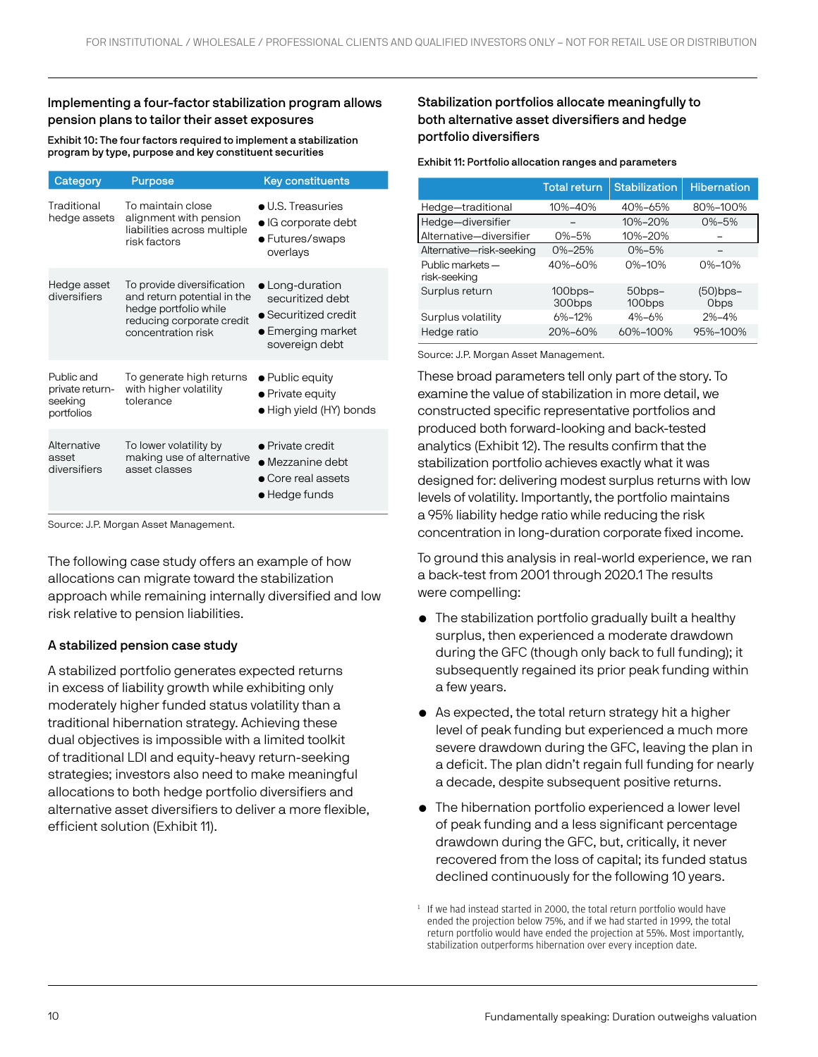## Implementing a four-factor stabilization program allows pension plans to tailor their asset exposures

**Exhibit 10: The four factors required to implement a stabilization program by type, purpose and key constituent securities**

| Category | Purpose | Key constituents |
|---|---|---|
| Traditional hedge assets | To maintain close alignment with pension liabilities across multiple risk factors | ● U.S. Treasuries<br>● IG corporate debt<br>● Futures/swaps overlays |
| Hedge asset diversifiers | To provide diversification and return potential in the hedge portfolio while reducing corporate credit concentration risk | ● Long-duration securitized debt<br>● Securitized credit<br>● Emerging market sovereign debt |
| Public and private return-seeking portfolios | To generate high returns with higher volatility tolerance | ● Public equity<br>● Private equity<br>● High yield (HY) bonds |
| Alternative asset diversifiers | To lower volatility by making use of alternative asset classes | ● Private credit<br>● Mezzanine debt<br>● Core real assets<br>● Hedge funds |

Source: J.P. Morgan Asset Management.

The following case study offers an example of how allocations can migrate toward the stabilization approach while remaining internally diversified and low risk relative to pension liabilities.

### A stabilized pension case study

A stabilized portfolio generates expected returns in excess of liability growth while exhibiting only moderately higher funded status volatility than a traditional hibernation strategy. Achieving these dual objectives is impossible with a limited toolkit of traditional LDI and equity-heavy return-seeking strategies; investors also need to make meaningful allocations to both hedge portfolio diversifiers and alternative asset diversifiers to deliver a more flexible, efficient solution (Exhibit 11).

## Stabilization portfolios allocate meaningfully to both alternative asset diversifiers and hedge portfolio diversifiers

**Exhibit 11: Portfolio allocation ranges and parameters**

| | Total return | Stabilization | Hibernation |
|---|---|---|---|
| Hedge—traditional | 10%–40% | 40%–65% | 80%–100% |
| Hedge—diversifier | – | 10%–20% | 0%–5% |
| Alternative—diversifier | 0%–5% | 10%–20% | – |
| Alternative—risk-seeking | 0%–25% | 0%–5% | – |
| Public markets — risk-seeking | 40%–60% | 0%–10% | 0%–10% |
| Surplus return | 100bps–300bps | 50bps–100bps | (50)bps–0bps |
| Surplus volatility | 6%–12% | 4%–6% | 2%–4% |
| Hedge ratio | 20%–60% | 60%–100% | 95%–100% |

Source: J.P. Morgan Asset Management.

These broad parameters tell only part of the story. To examine the value of stabilization in more detail, we constructed specific representative portfolios and produced both forward-looking and back-tested analytics (Exhibit 12). The results confirm that the stabilization portfolio achieves exactly what it was designed for: delivering modest surplus returns with low levels of volatility. Importantly, the portfolio maintains a 95% liability hedge ratio while reducing the risk concentration in long-duration corporate fixed income.

To ground this analysis in real-world experience, we ran a back-test from 2001 through 2020.[1] The results were compelling:

- The stabilization portfolio gradually built a healthy surplus, then experienced a moderate drawdown during the GFC (though only back to full funding); it subsequently regained its prior peak funding within a few years.
- As expected, the total return strategy hit a higher level of peak funding but experienced a much more severe drawdown during the GFC, leaving the plan in a deficit. The plan didn't regain full funding for nearly a decade, despite subsequent positive returns.
- The hibernation portfolio experienced a lower level of peak funding and a less significant percentage drawdown during the GFC, but, critically, it never recovered from the loss of capital; its funded status declined continuously for the following 10 years.

[1] If we had instead started in 2000, the total return portfolio would have ended the projection below 75%, and if we had started in 1999, the total return portfolio would have ended the projection at 55%. Most importantly, stabilization outperforms hibernation over every inception date.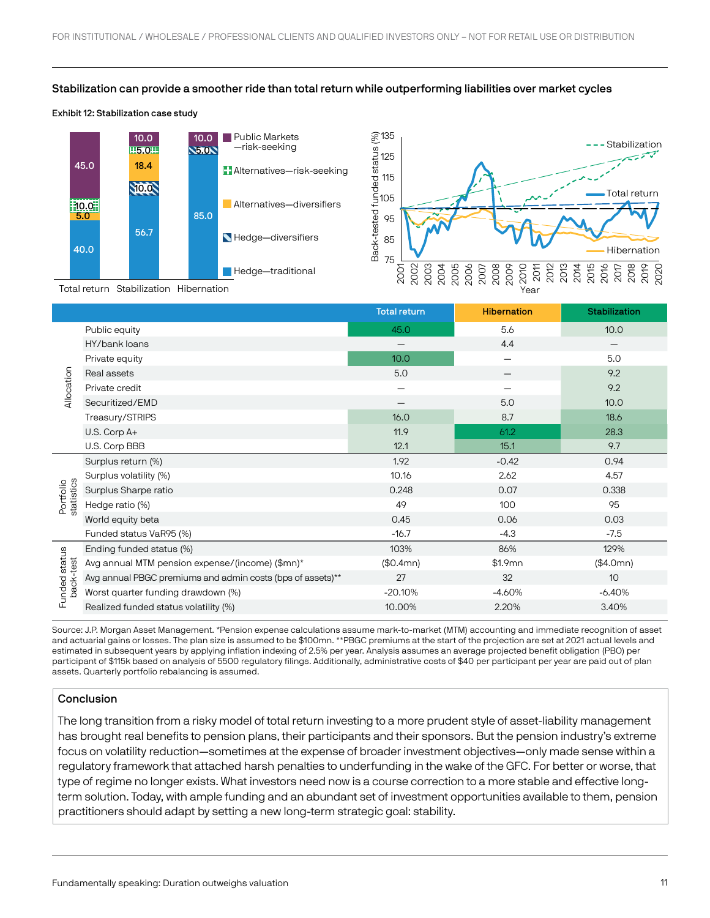FOR INSTITUTIONAL / WHOLESALE / PROFESSIONAL CLIENTS AND QUALIFIED INVESTORS ONLY – NOT FOR RETAIL USE OR DISTRIBUTION

**Stabilization can provide a smoother ride than total return while outperforming liabilities over market cycles**

**Exhibit 12: Stabilization case study**

| | Total return | Stabilization | Hibernation |
|---|---|---|---|
| Public Markets—risk-seeking | 45.0 | 10.0 | 10.0 |
| Alternatives—risk-seeking | 10.0 | 5.0 | |
| Alternatives—diversifiers | 5.0 | 18.4 | |
| Hedge—diversifiers | | 10.0 | 5.0 |
| Hedge—traditional | 40.0 | 56.7 | 85.0 |

Back-tested funded status (%), 2001–2020: Stabilization, Total return, Hibernation

| | | Total return | Hibernation | Stabilization |
|---|---|---|---|---|
| Allocation | Public equity | 45.0 | 5.6 | 10.0 |
| | HY/bank loans | — | 4.4 | — |
| | Private equity | 10.0 | — | 5.0 |
| | Real assets | 5.0 | — | 9.2 |
| | Private credit | — | — | 9.2 |
| | Securitized/EMD | — | 5.0 | 10.0 |
| | Treasury/STRIPS | 16.0 | 8.7 | 18.6 |
| | U.S. Corp A+ | 11.9 | 61.2 | 28.3 |
| | U.S. Corp BBB | 12.1 | 15.1 | 9.7 |
| Portfolio statistics | Surplus return (%) | 1.92 | -0.42 | 0.94 |
| | Surplus volatility (%) | 10.16 | 2.62 | 4.57 |
| | Surplus Sharpe ratio | 0.248 | 0.07 | 0.338 |
| | Hedge ratio (%) | 49 | 100 | 95 |
| | World equity beta | 0.45 | 0.06 | 0.03 |
| | Funded status VaR95 (%) | -16.7 | -4.3 | -7.5 |
| Funded status back-test | Ending funded status (%) | 103% | 86% | 129% |
| | Avg annual MTM pension expense/(income) ($mn)* | ($0.4mn) | $1.9mn | ($4.0mn) |
| | Avg annual PBGC premiums and admin costs (bps of assets)** | 27 | 32 | 10 |
| | Worst quarter funding drawdown (%) | -20.10% | -4.60% | -6.40% |
| | Realized funded status volatility (%) | 10.00% | 2.20% | 3.40% |

Source: J.P. Morgan Asset Management. *Pension expense calculations assume mark-to-market (MTM) accounting and immediate recognition of asset and actuarial gains or losses. The plan size is assumed to be $100mn. **PBGC premiums at the start of the projection are set at 2021 actual levels and estimated in subsequent years by applying inflation indexing of 2.5% per year. Analysis assumes an average projected benefit obligation (PBO) per participant of $115k based on analysis of 5500 regulatory filings. Additionally, administrative costs of $40 per participant per year are paid out of plan assets. Quarterly portfolio rebalancing is assumed.

## Conclusion

The long transition from a risky model of total return investing to a more prudent style of asset-liability management has brought real benefits to pension plans, their participants and their sponsors. But the pension industry's extreme focus on volatility reduction—sometimes at the expense of broader investment objectives—only made sense within a regulatory framework that attached harsh penalties to underfunding in the wake of the GFC. For better or worse, that type of regime no longer exists. What investors need now is a course correction to a more stable and effective long-term solution. Today, with ample funding and an abundant set of investment opportunities available to them, pension practitioners should adapt by setting a new long-term strategic goal: stability.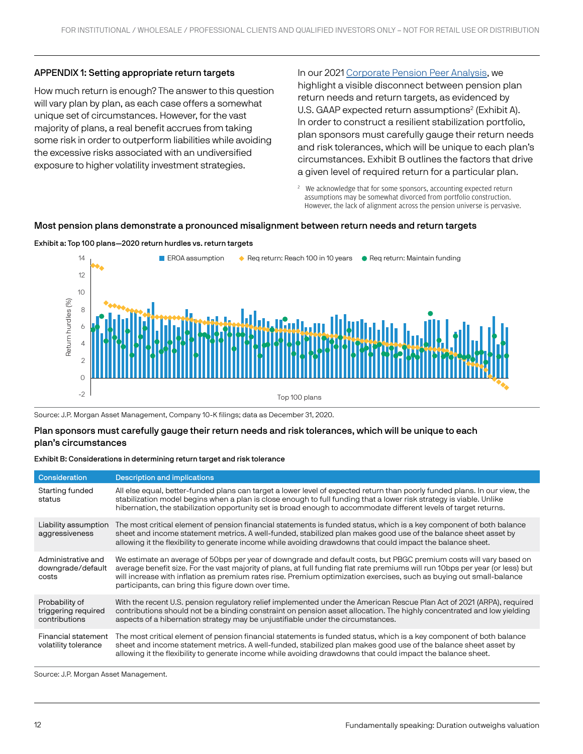## APPENDIX 1: Setting appropriate return targets

How much return is enough? The answer to this question will vary plan by plan, as each case offers a somewhat unique set of circumstances. However, for the vast majority of plans, a real benefit accrues from taking some risk in order to outperform liabilities while avoiding the excessive risks associated with an undiversified exposure to higher volatility investment strategies.

In our 2021 Corporate Pension Peer Analysis, we highlight a visible disconnect between pension plan return needs and return targets, as evidenced by U.S. GAAP expected return assumptions[2] (Exhibit A). In order to construct a resilient stabilization portfolio, plan sponsors must carefully gauge their return needs and risk tolerances, which will be unique to each plan's circumstances. Exhibit B outlines the factors that drive a given level of required return for a particular plan.

[2] We acknowledge that for some sponsors, accounting expected return assumptions may be somewhat divorced from portfolio construction. However, the lack of alignment across the pension universe is pervasive.

### Most pension plans demonstrate a pronounced misalignment between return needs and return targets

**Exhibit a: Top 100 plans—2020 return hurdles vs. return targets**

Legend: EROA assumption; Req return: Reach 100 in 10 years; Req return: Maintain funding

Y-axis: Return hurdles (%) (-2 to 14); X-axis: Top 100 plans

Source: J.P. Morgan Asset Management, Company 10-K filings; data as December 31, 2020.

### Plan sponsors must carefully gauge their return needs and risk tolerances, which will be unique to each plan's circumstances

**Exhibit B: Considerations in determining return target and risk tolerance**

| Consideration | Description and implications |
|---|---|
| Starting funded status | All else equal, better-funded plans can target a lower level of expected return than poorly funded plans. In our view, the stabilization model begins when a plan is close enough to full funding that a lower risk strategy is viable. Unlike hibernation, the stabilization opportunity set is broad enough to accommodate different levels of target returns. |
| Liability assumption aggressiveness | The most critical element of pension financial statements is funded status, which is a key component of both balance sheet and income statement metrics. A well-funded, stabilized plan makes good use of the balance sheet asset by allowing it the flexibility to generate income while avoiding drawdowns that could impact the balance sheet. |
| Administrative and downgrade/default costs | We estimate an average of 50bps per year of downgrade and default costs, but PBGC premium costs will vary based on average benefit size. For the vast majority of plans, at full funding flat rate premiums will run 10bps per year (or less) but will increase with inflation as premium rates rise. Premium optimization exercises, such as buying out small-balance participants, can bring this figure down over time. |
| Probability of triggering required contributions | With the recent U.S. pension regulatory relief implemented under the American Rescue Plan Act of 2021 (ARPA), required contributions should not be a binding constraint on pension asset allocation. The highly concentrated and low yielding aspects of a hibernation strategy may be unjustifiable under the circumstances. |
| Financial statement volatility tolerance | The most critical element of pension financial statements is funded status, which is a key component of both balance sheet and income statement metrics. A well-funded, stabilized plan makes good use of the balance sheet asset by allowing it the flexibility to generate income while avoiding drawdowns that could impact the balance sheet. |

Source: J.P. Morgan Asset Management.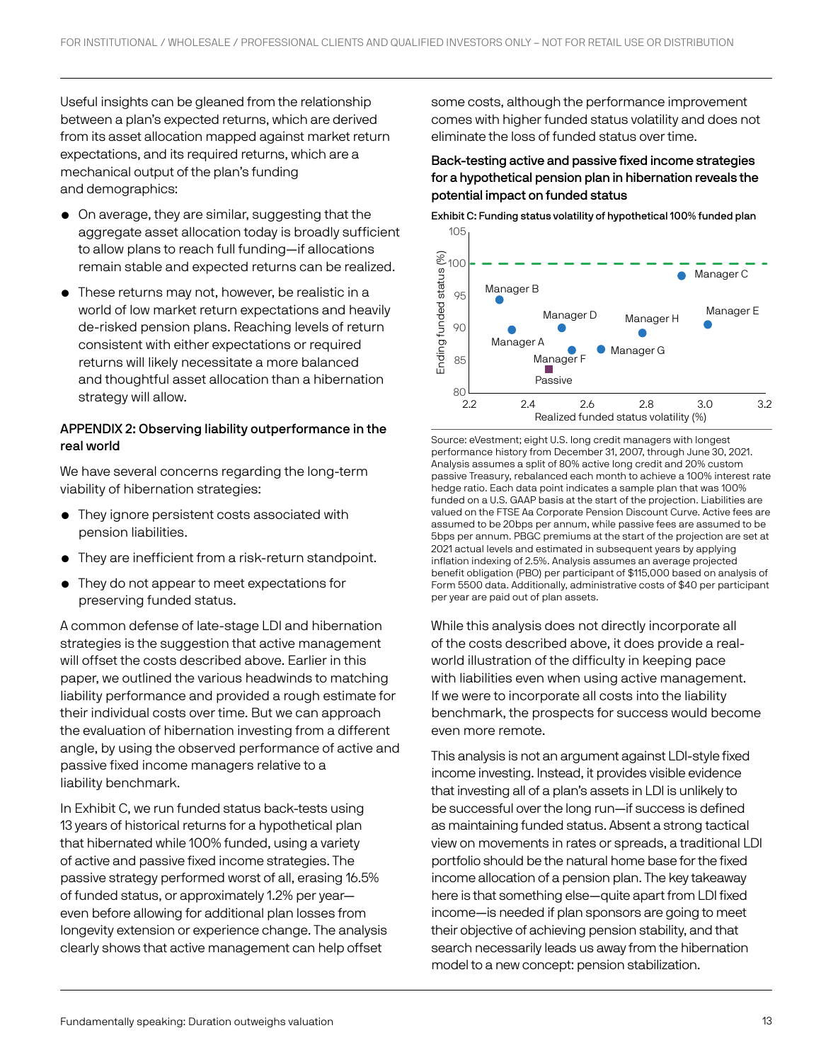Useful insights can be gleaned from the relationship between a plan's expected returns, which are derived from its asset allocation mapped against market return expectations, and its required returns, which are a mechanical output of the plan's funding and demographics:

- On average, they are similar, suggesting that the aggregate asset allocation today is broadly sufficient to allow plans to reach full funding—if allocations remain stable and expected returns can be realized.
- These returns may not, however, be realistic in a world of low market return expectations and heavily de-risked pension plans. Reaching levels of return consistent with either expectations or required returns will likely necessitate a more balanced and thoughtful asset allocation than a hibernation strategy will allow.

### APPENDIX 2: Observing liability outperformance in the real world

We have several concerns regarding the long-term viability of hibernation strategies:

- They ignore persistent costs associated with pension liabilities.
- They are inefficient from a risk-return standpoint.
- They do not appear to meet expectations for preserving funded status.

A common defense of late-stage LDI and hibernation strategies is the suggestion that active management will offset the costs described above. Earlier in this paper, we outlined the various headwinds to matching liability performance and provided a rough estimate for their individual costs over time. But we can approach the evaluation of hibernation investing from a different angle, by using the observed performance of active and passive fixed income managers relative to a liability benchmark.

In Exhibit C, we run funded status back-tests using 13 years of historical returns for a hypothetical plan that hibernated while 100% funded, using a variety of active and passive fixed income strategies. The passive strategy performed worst of all, erasing 16.5% of funded status, or approximately 1.2% per year—even before allowing for additional plan losses from longevity extension or experience change. The analysis clearly shows that active management can help offset some costs, although the performance improvement comes with higher funded status volatility and does not eliminate the loss of funded status over time.

### Back-testing active and passive fixed income strategies for a hypothetical pension plan in hibernation reveals the potential impact on funded status

**Exhibit C: Funding status volatility of hypothetical 100% funded plan**

| Strategy | Realized funded status volatility (%) | Ending funded status (%) |
|---|---|---|
| Manager A | ~2.35 | ~90 |
| Manager B | ~2.3 | ~94.5 |
| Manager C | ~2.92 | ~98.5 |
| Manager D | ~2.52 | ~90 |
| Manager E | ~3.01 | ~90.5 |
| Manager F | ~2.55 | ~86.5 |
| Manager G | ~2.65 | ~86.5 |
| Manager H | ~2.79 | ~89.5 |
| Passive | ~2.47 | ~83.5 |

Source: eVestment; eight U.S. long credit managers with longest performance history from December 31, 2007, through June 30, 2021. Analysis assumes a split of 80% active long credit and 20% custom passive Treasury, rebalanced each month to achieve a 100% interest rate hedge ratio. Each data point indicates a sample plan that was 100% funded on a U.S. GAAP basis at the start of the projection. Liabilities are valued on the FTSE Aa Corporate Pension Discount Curve. Active fees are assumed to be 20bps per annum, while passive fees are assumed to be 5bps per annum. PBGC premiums at the start of the projection are set at 2021 actual levels and estimated in subsequent years by applying inflation indexing of 2.5%. Analysis assumes an average projected benefit obligation (PBO) per participant of $115,000 based on analysis of Form 5500 data. Additionally, administrative costs of $40 per participant per year are paid out of plan assets.

While this analysis does not directly incorporate all of the costs described above, it does provide a real-world illustration of the difficulty in keeping pace with liabilities even when using active management. If we were to incorporate all costs into the liability benchmark, the prospects for success would become even more remote.

This analysis is not an argument against LDI-style fixed income investing. Instead, it provides visible evidence that investing all of a plan's assets in LDI is unlikely to be successful over the long run—if success is defined as maintaining funded status. Absent a strong tactical view on movements in rates or spreads, a traditional LDI portfolio should be the natural home base for the fixed income allocation of a pension plan. The key takeaway here is that something else—quite apart from LDI fixed income—is needed if plan sponsors are going to meet their objective of achieving pension stability, and that search necessarily leads us away from the hibernation model to a new concept: pension stabilization.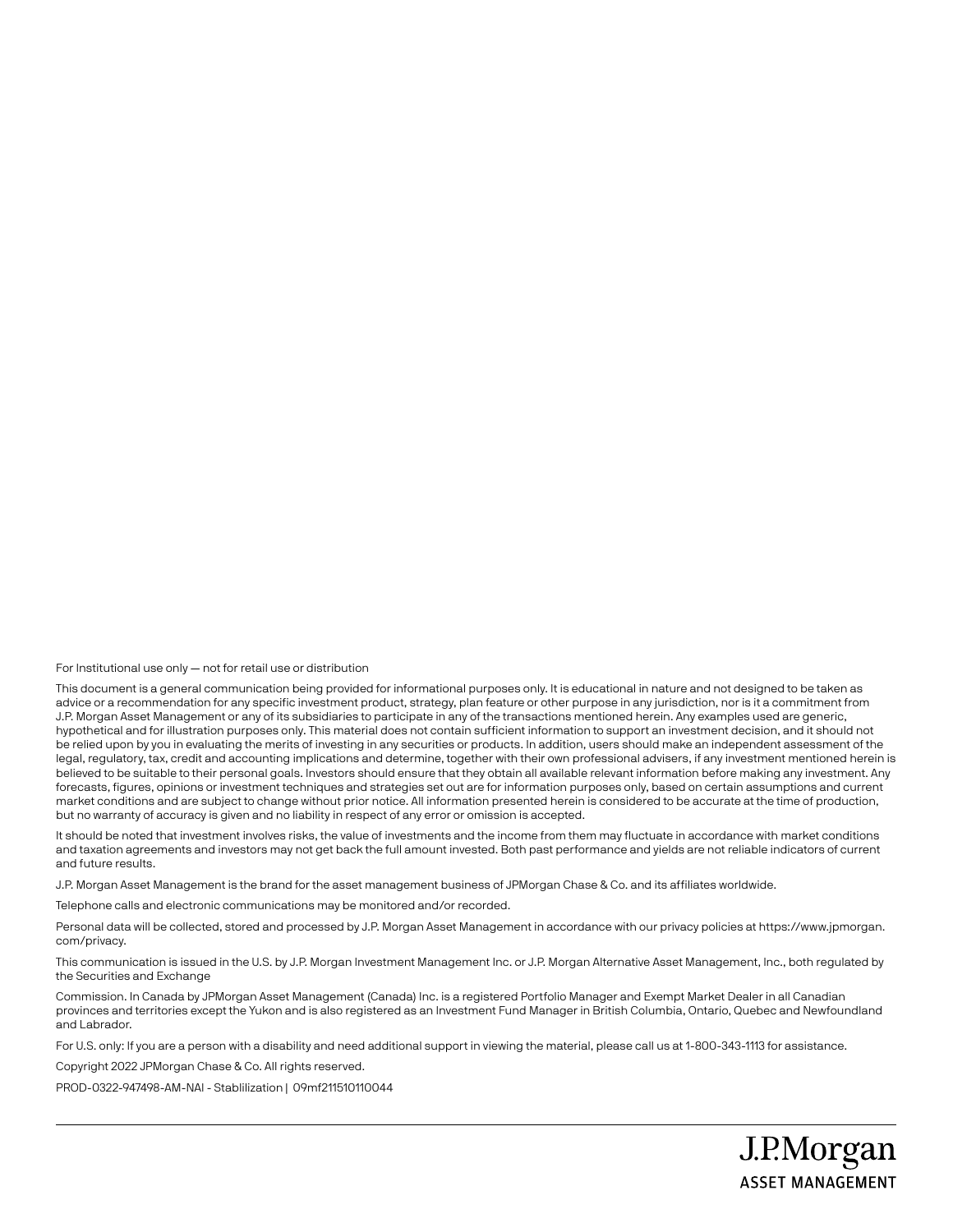For Institutional use only — not for retail use or distribution

This document is a general communication being provided for informational purposes only. It is educational in nature and not designed to be taken as advice or a recommendation for any specific investment product, strategy, plan feature or other purpose in any jurisdiction, nor is it a commitment from J.P. Morgan Asset Management or any of its subsidiaries to participate in any of the transactions mentioned herein. Any examples used are generic, hypothetical and for illustration purposes only. This material does not contain sufficient information to support an investment decision, and it should not be relied upon by you in evaluating the merits of investing in any securities or products. In addition, users should make an independent assessment of the legal, regulatory, tax, credit and accounting implications and determine, together with their own professional advisers, if any investment mentioned herein is believed to be suitable to their personal goals. Investors should ensure that they obtain all available relevant information before making any investment. Any forecasts, figures, opinions or investment techniques and strategies set out are for information purposes only, based on certain assumptions and current market conditions and are subject to change without prior notice. All information presented herein is considered to be accurate at the time of production, but no warranty of accuracy is given and no liability in respect of any error or omission is accepted.

It should be noted that investment involves risks, the value of investments and the income from them may fluctuate in accordance with market conditions and taxation agreements and investors may not get back the full amount invested. Both past performance and yields are not reliable indicators of current and future results.

J.P. Morgan Asset Management is the brand for the asset management business of JPMorgan Chase & Co. and its affiliates worldwide.

Telephone calls and electronic communications may be monitored and/or recorded.

Personal data will be collected, stored and processed by J.P. Morgan Asset Management in accordance with our privacy policies at https://www.jpmorgan.com/privacy.

This communication is issued in the U.S. by J.P. Morgan Investment Management Inc. or J.P. Morgan Alternative Asset Management, Inc., both regulated by the Securities and Exchange

Commission. In Canada by JPMorgan Asset Management (Canada) Inc. is a registered Portfolio Manager and Exempt Market Dealer in all Canadian provinces and territories except the Yukon and is also registered as an Investment Fund Manager in British Columbia, Ontario, Quebec and Newfoundland and Labrador.

For U.S. only: If you are a person with a disability and need additional support in viewing the material, please call us at 1-800-343-1113 for assistance.

Copyright 2022 JPMorgan Chase & Co. All rights reserved.

PROD-0322-947498-AM-NAI - Stablilization | 09mf211510110044

J.P.Morgan
ASSET MANAGEMENT